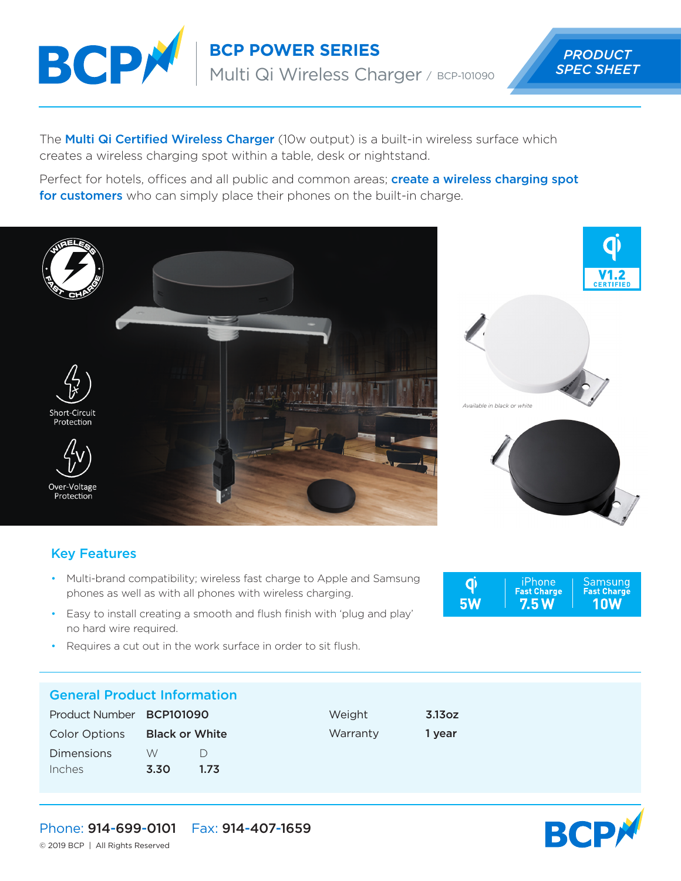# BCP POWER SERIES

## Multi Qi Wireless Charger / BCP-101090

PRODUCT SPEC SHEET

The **Multi Qi Certified Wireless Charger** (10w output) is a built-in wireless surface which creates a wireless charging spot within a table, desk or nightstand.

Perfect for hotels, offices and all public and common areas; **create a wireless charging spot for customers** who can simply place their phones on the built-in charge.

WIRELESS FAST CHARGE

Short-Circuit Protection

Over-Voltage Protection

V1.2 CERTIFIED

*Available in black or white*

## Key Features

- Multi-brand compatibility; wireless fast charge to Apple and Samsung phones as well as with all phones with wireless charging.
- Easy to install creating a smooth and flush finish with 'plug and play' no hard wire required.
- Requires a cut out in the work surface in order to sit flush.

| Qi | iPhone Fast Charge | Samsung Fast Charge |
|---|---|---|
| 5W | 7.5 W | 10W |

## General Product Information

| | | | | |
|---|---|---|---|---|
| Product Number | **BCP101090** | | Weight | **3.13oz** |
| Color Options | **Black or White** | | Warranty | **1 year** |
| Dimensions | W | D | | |
| Inches | **3.30** | **1.73** | | |

Phone: **914-699-0101** Fax: **914-407-1659**

© 2019 BCP | All Rights Reserved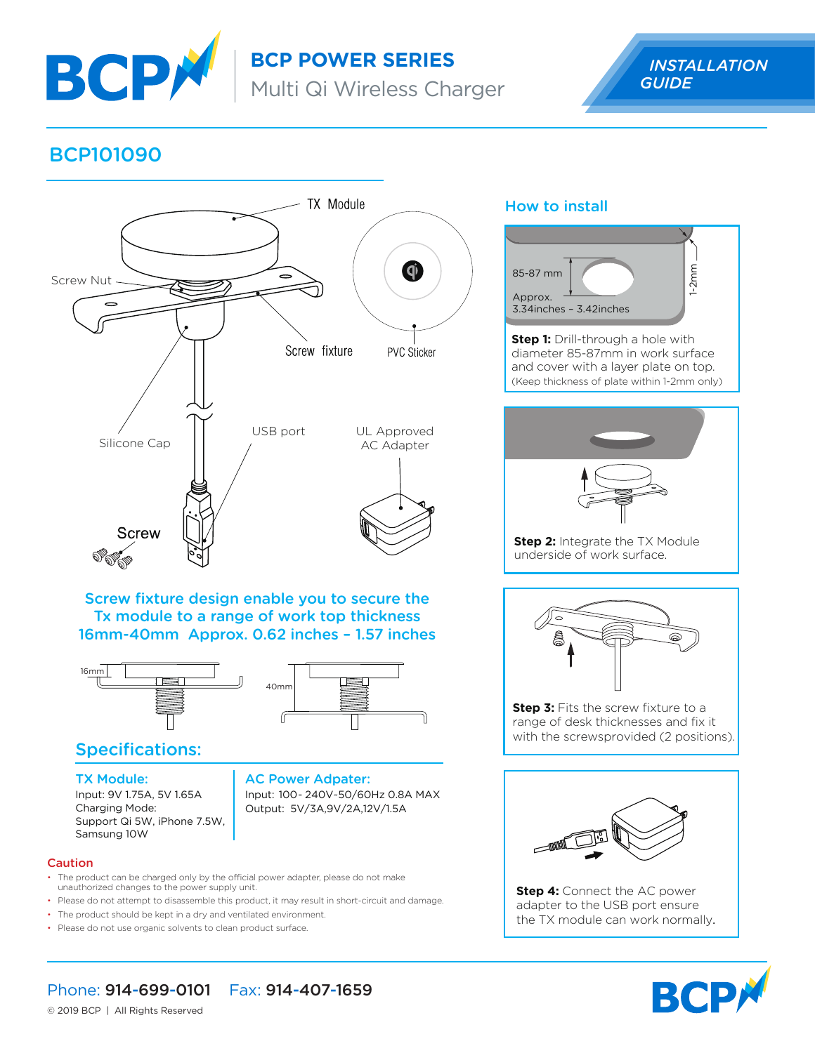# BCP POWER SERIES

Multi Qi Wireless Charger

*INSTALLATION GUIDE*

## BCP101090

TX Module

Screw Nut

Screw fixture

PVC Sticker

Silicone Cap

USB port

UL Approved AC Adapter

Screw

**Screw fixture design enable you to secure the Tx module to a range of work top thickness 16mm-40mm Approx. 0.62 inches – 1.57 inches**

16mm

40mm

## How to install

85-87 mm

Approx. 3.34inches - 3.42inches

1-2mm

**Step 1:** Drill-through a hole with diameter 85-87mm in work surface and cover with a layer plate on top. (Keep thickness of plate within 1-2mm only)

**Step 2:** Integrate the TX Module underside of work surface.

**Step 3:** Fits the screw fixture to a range of desk thicknesses and fix it with the screwsprovided (2 positions).

**Step 4:** Connect the AC power adapter to the USB port ensure the TX module can work normally.

## Specifications:

**TX Module:**
Input: 9V 1.75A, 5V 1.65A
Charging Mode:
Support Qi 5W, iPhone 7.5W, Samsung 10W

**AC Power Adpater:**
Input: 100- 240V-50/60Hz 0.8A MAX
Output: 5V/3A,9V/2A,12V/1.5A

### Caution

- The product can be charged only by the official power adapter, please do not make unauthorized changes to the power supply unit.
- Please do not attempt to disassemble this product, it may result in short-circuit and damage.
- The product should be kept in a dry and ventilated environment.
- Please do not use organic solvents to clean product surface.

Phone: **914-699-0101** Fax: **914-407-1659**

© 2019 BCP | All Rights Reserved